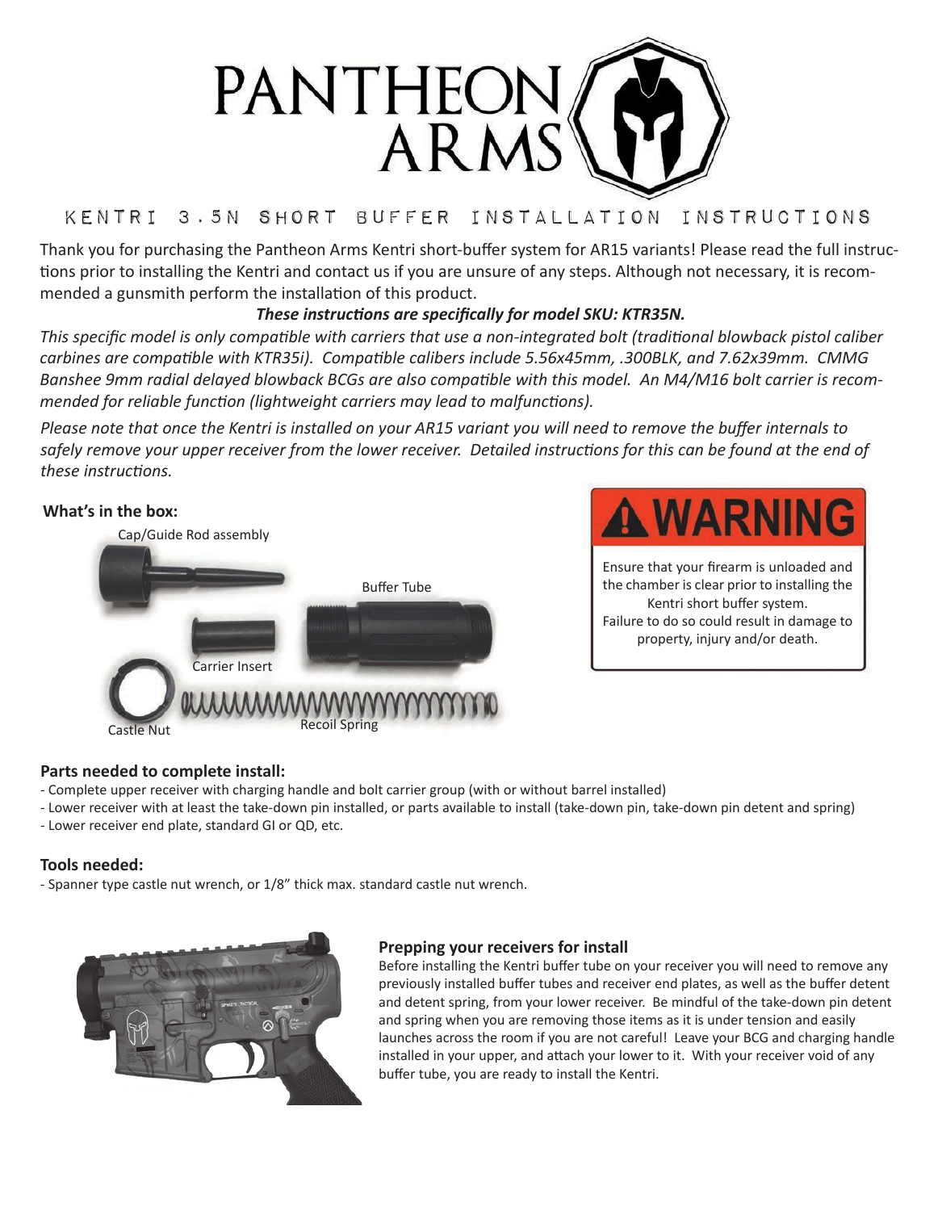# PANTHEON ARMS

## KENTRI 3.5N SHORT BUFFER INSTALLATION INSTRUCTIONS

Thank you for purchasing the Pantheon Arms Kentri short-buffer system for AR15 variants! Please read the full instructions prior to installing the Kentri and contact us if you are unsure of any steps. Although not necessary, it is recommended a gunsmith perform the installation of this product.

***These instructions are specifically for model SKU: KTR35N.***

*This specific model is only compatible with carriers that use a non-integrated bolt (traditional blowback pistol caliber carbines are compatible with KTR35i). Compatible calibers include 5.56x45mm, .300BLK, and 7.62x39mm. CMMG Banshee 9mm radial delayed blowback BCGs are also compatible with this model. An M4/M16 bolt carrier is recommended for reliable function (lightweight carriers may lead to malfunctions).*

*Please note that once the Kentri is installed on your AR15 variant you will need to remove the buffer internals to safely remove your upper receiver from the lower receiver. Detailed instructions for this can be found at the end of these instructions.*

**What's in the box:**

- Cap/Guide Rod assembly
- Buffer Tube
- Carrier Insert
- Castle Nut
- Recoil Spring

**⚠ WARNING**

Ensure that your firearm is unloaded and the chamber is clear prior to installing the Kentri short buffer system. Failure to do so could result in damage to property, injury and/or death.

### Parts needed to complete install:

- Complete upper receiver with charging handle and bolt carrier group (with or without barrel installed)
- Lower receiver with at least the take-down pin installed, or parts available to install (take-down pin, take-down pin detent and spring)
- Lower receiver end plate, standard GI or QD, etc.

### Tools needed:

- Spanner type castle nut wrench, or 1/8" thick max. standard castle nut wrench.

### Prepping your receivers for install

Before installing the Kentri buffer tube on your receiver you will need to remove any previously installed buffer tubes and receiver end plates, as well as the buffer detent and detent spring, from your lower receiver. Be mindful of the take-down pin detent and spring when you are removing those items as it is under tension and easily launches across the room if you are not careful! Leave your BCG and charging handle installed in your upper, and attach your lower to it. With your receiver void of any buffer tube, you are ready to install the Kentri.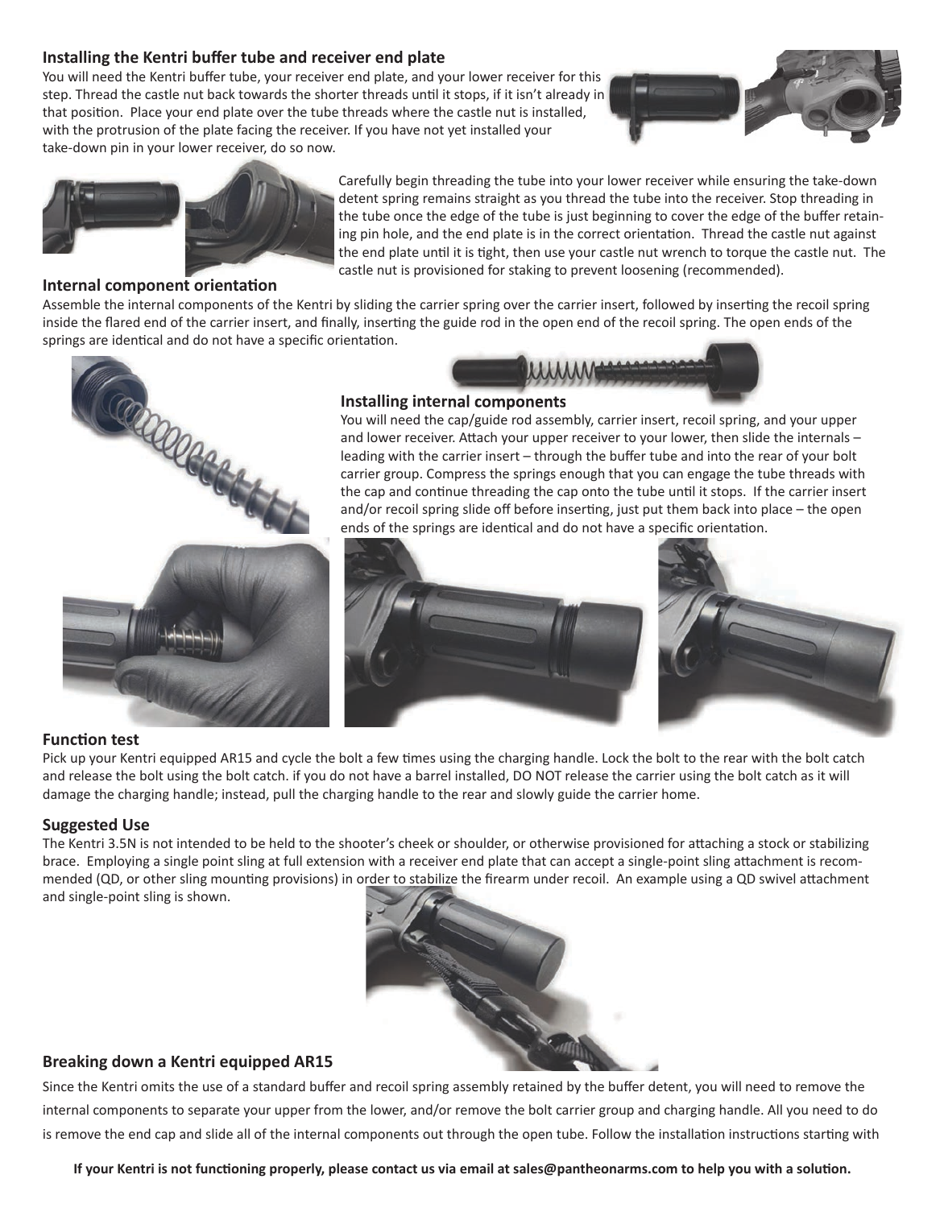## Installing the Kentri buffer tube and receiver end plate

You will need the Kentri buffer tube, your receiver end plate, and your lower receiver for this step. Thread the castle nut back towards the shorter threads until it stops, if it isn't already in that position. Place your end plate over the tube threads where the castle nut is installed, with the protrusion of the plate facing the receiver. If you have not yet installed your take-down pin in your lower receiver, do so now.

Carefully begin threading the tube into your lower receiver while ensuring the take-down detent spring remains straight as you thread the tube into the receiver. Stop threading in the tube once the edge of the tube is just beginning to cover the edge of the buffer retaining pin hole, and the end plate is in the correct orientation. Thread the castle nut against the end plate until it is tight, then use your castle nut wrench to torque the castle nut. The castle nut is provisioned for staking to prevent loosening (recommended).

## Internal component orientation

Assemble the internal components of the Kentri by sliding the carrier spring over the carrier insert, followed by inserting the recoil spring inside the flared end of the carrier insert, and finally, inserting the guide rod in the open end of the recoil spring. The open ends of the springs are identical and do not have a specific orientation.

## Installing internal components

You will need the cap/guide rod assembly, carrier insert, recoil spring, and your upper and lower receiver. Attach your upper receiver to your lower, then slide the internals – leading with the carrier insert – through the buffer tube and into the rear of your bolt carrier group. Compress the springs enough that you can engage the tube threads with the cap and continue threading the cap onto the tube until it stops. If the carrier insert and/or recoil spring slide off before inserting, just put them back into place – the open ends of the springs are identical and do not have a specific orientation.

## Function test

Pick up your Kentri equipped AR15 and cycle the bolt a few times using the charging handle. Lock the bolt to the rear with the bolt catch and release the bolt using the bolt catch. if you do not have a barrel installed, DO NOT release the carrier using the bolt catch as it will damage the charging handle; instead, pull the charging handle to the rear and slowly guide the carrier home.

## Suggested Use

The Kentri 3.5N is not intended to be held to the shooter's cheek or shoulder, or otherwise provisioned for attaching a stock or stabilizing brace. Employing a single point sling at full extension with a receiver end plate that can accept a single-point sling attachment is recommended (QD, or other sling mounting provisions) in order to stabilize the firearm under recoil. An example using a QD swivel attachment and single-point sling is shown.

## Breaking down a Kentri equipped AR15

Since the Kentri omits the use of a standard buffer and recoil spring assembly retained by the buffer detent, you will need to remove the internal components to separate your upper from the lower, and/or remove the bolt carrier group and charging handle. All you need to do is remove the end cap and slide all of the internal components out through the open tube. Follow the installation instructions starting with

**If your Kentri is not functioning properly, please contact us via email at sales@pantheonarms.com to help you with a solution.**